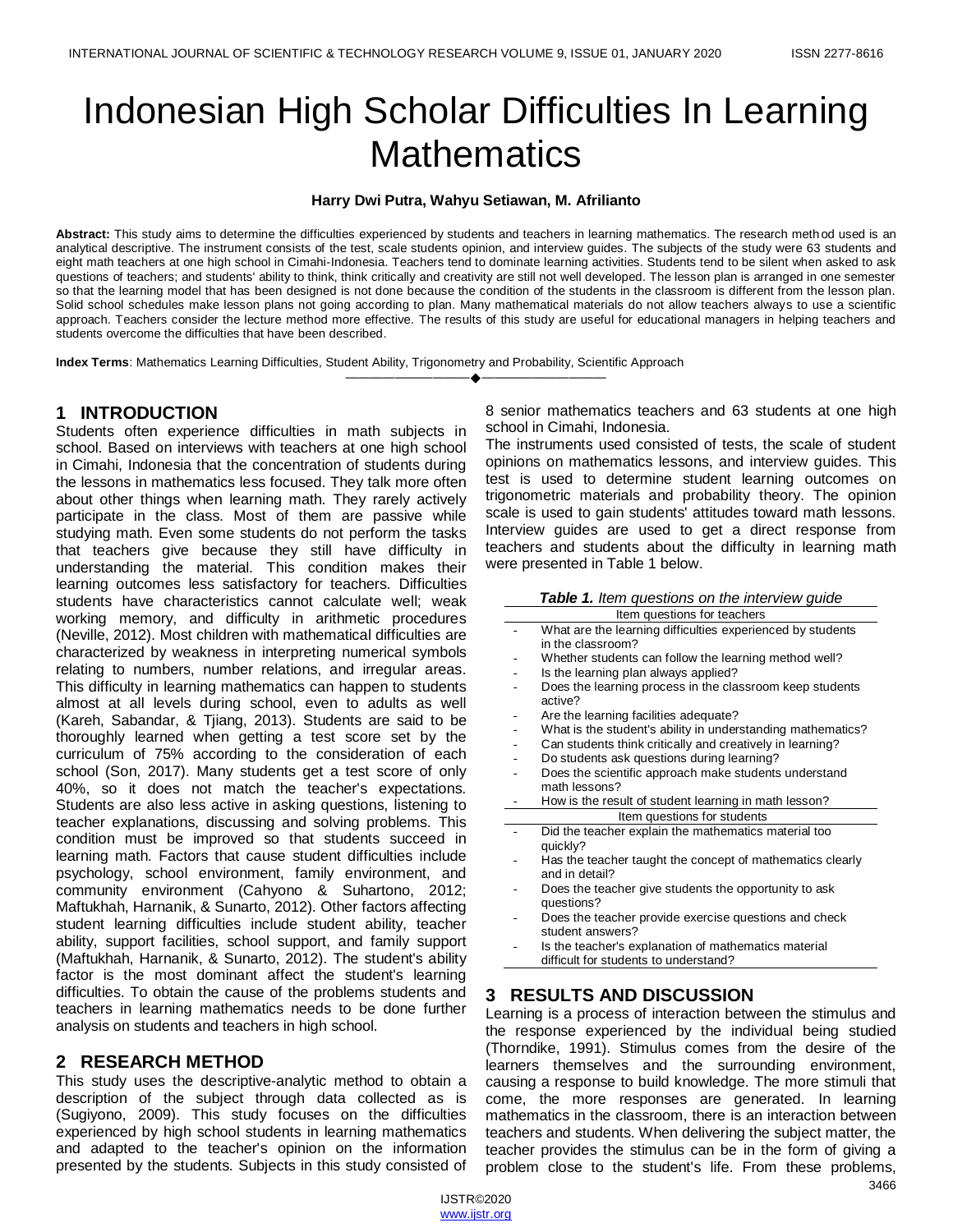# Indonesian High Scholar Difficulties In Learning Mathematics

**Harry Dwi Putra, Wahyu Setiawan, M. Afrilianto**

**Abstract:** This study aims to determine the difficulties experienced by students and teachers in learning mathematics. The research method used is an analytical descriptive. The instrument consists of the test, scale students opinion, and interview guides. The subjects of the study were 63 students and eight math teachers at one high school in Cimahi-Indonesia. Teachers tend to dominate learning activities. Students tend to be silent when asked to ask questions of teachers; and students' ability to think, think critically and creativity are still not well developed. The lesson plan is arranged in one semester so that the learning model that has been designed is not done because the condition of the students in the classroom is different from the lesson plan. Solid school schedules make lesson plans not going according to plan. Many mathematical materials do not allow teachers always to use a scientific approach. Teachers consider the lecture method more effective. The results of this study are useful for educational managers in helping teachers and students overcome the difficulties that have been described.

**Index Terms**: Mathematics Learning Difficulties, Student Ability, Trigonometry and Probability, Scientific Approach

## 1 INTRODUCTION

Students often experience difficulties in math subjects in school. Based on interviews with teachers at one high school in Cimahi, Indonesia that the concentration of students during the lessons in mathematics less focused. They talk more often about other things when learning math. They rarely actively participate in the class. Most of them are passive while studying math. Even some students do not perform the tasks that teachers give because they still have difficulty in understanding the material. This condition makes their learning outcomes less satisfactory for teachers. Difficulties students have characteristics cannot calculate well; weak working memory, and difficulty in arithmetic procedures (Neville, 2012). Most children with mathematical difficulties are characterized by weakness in interpreting numerical symbols relating to numbers, number relations, and irregular areas. This difficulty in learning mathematics can happen to students almost at all levels during school, even to adults as well (Kareh, Sabandar, & Tjiang, 2013). Students are said to be thoroughly learned when getting a test score set by the curriculum of 75% according to the consideration of each school (Son, 2017). Many students get a test score of only 40%, so it does not match the teacher's expectations. Students are also less active in asking questions, listening to teacher explanations, discussing and solving problems. This condition must be improved so that students succeed in learning math. Factors that cause student difficulties include psychology, school environment, family environment, and community environment (Cahyono & Suhartono, 2012; Maftukhah, Harnanik, & Sunarto, 2012). Other factors affecting student learning difficulties include student ability, teacher ability, support facilities, school support, and family support (Maftukhah, Harnanik, & Sunarto, 2012). The student's ability factor is the most dominant affect the student's learning difficulties. To obtain the cause of the problems students and teachers in learning mathematics needs to be done further analysis on students and teachers in high school.

## 2 RESEARCH METHOD

This study uses the descriptive-analytic method to obtain a description of the subject through data collected as is (Sugiyono, 2009). This study focuses on the difficulties experienced by high school students in learning mathematics and adapted to the teacher's opinion on the information presented by the students. Subjects in this study consisted of 8 senior mathematics teachers and 63 students at one high school in Cimahi, Indonesia.

The instruments used consisted of tests, the scale of student opinions on mathematics lessons, and interview guides. This test is used to determine student learning outcomes on trigonometric materials and probability theory. The opinion scale is used to gain students' attitudes toward math lessons. Interview guides are used to get a direct response from teachers and students about the difficulty in learning math were presented in Table 1 below.

***Table 1.*** *Item questions on the interview guide*

| Item questions for teachers |
|---|
| - What are the learning difficulties experienced by students in the classroom? |
| - Whether students can follow the learning method well? |
| - Is the learning plan always applied? |
| - Does the learning process in the classroom keep students active? |
| - Are the learning facilities adequate? |
| - What is the student's ability in understanding mathematics? |
| - Can students think critically and creatively in learning? |
| - Do students ask questions during learning? |
| - Does the scientific approach make students understand math lessons? |
| - How is the result of student learning in math lesson? |
| **Item questions for students** |
| - Did the teacher explain the mathematics material too quickly? |
| - Has the teacher taught the concept of mathematics clearly and in detail? |
| - Does the teacher give students the opportunity to ask questions? |
| - Does the teacher provide exercise questions and check student answers? |
| - Is the teacher's explanation of mathematics material difficult for students to understand? |

## 3 RESULTS AND DISCUSSION

Learning is a process of interaction between the stimulus and the response experienced by the individual being studied (Thorndike, 1991). Stimulus comes from the desire of the learners themselves and the surrounding environment, causing a response to build knowledge. The more stimuli that come, the more responses are generated. In learning mathematics in the classroom, there is an interaction between teachers and students. When delivering the subject matter, the teacher provides the stimulus can be in the form of giving a problem close to the student's life. From these problems,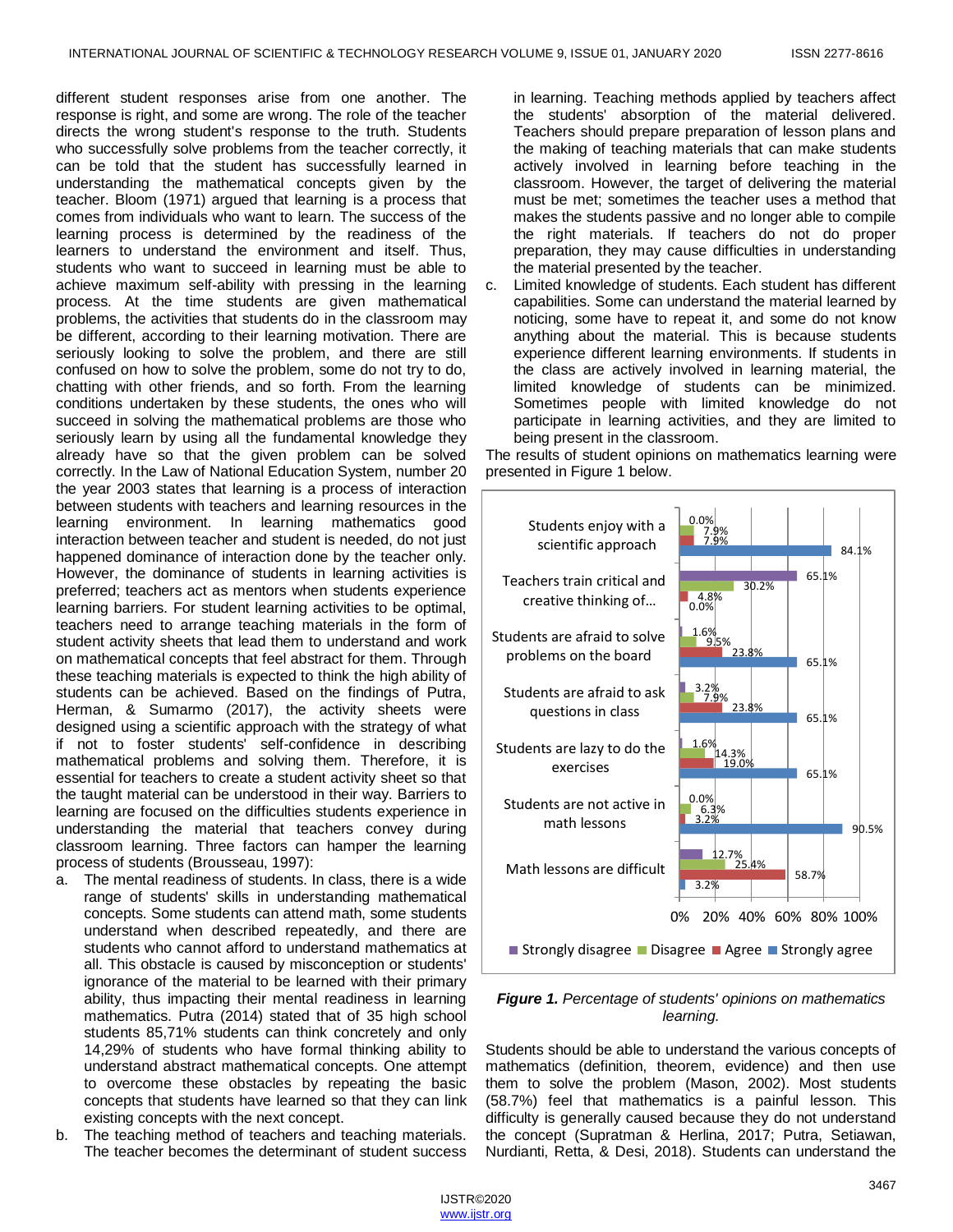different student responses arise from one another. The response is right, and some are wrong. The role of the teacher directs the wrong student's response to the truth. Students who successfully solve problems from the teacher correctly, it can be told that the student has successfully learned in understanding the mathematical concepts given by the teacher. Bloom (1971) argued that learning is a process that comes from individuals who want to learn. The success of the learning process is determined by the readiness of the learners to understand the environment and itself. Thus, students who want to succeed in learning must be able to achieve maximum self-ability with pressing in the learning process. At the time students are given mathematical problems, the activities that students do in the classroom may be different, according to their learning motivation. There are seriously looking to solve the problem, and there are still confused on how to solve the problem, some do not try to do, chatting with other friends, and so forth. From the learning conditions undertaken by these students, the ones who will succeed in solving the mathematical problems are those who seriously learn by using all the fundamental knowledge they already have so that the given problem can be solved correctly. In the Law of National Education System, number 20 the year 2003 states that learning is a process of interaction between students with teachers and learning resources in the learning environment. In learning mathematics good interaction between teacher and student is needed, do not just happened dominance of interaction done by the teacher only. However, the dominance of students in learning activities is preferred; teachers act as mentors when students experience learning barriers. For student learning activities to be optimal, teachers need to arrange teaching materials in the form of student activity sheets that lead them to understand and work on mathematical concepts that feel abstract for them. Through these teaching materials is expected to think the high ability of students can be achieved. Based on the findings of Putra, Herman, & Sumarmo (2017), the activity sheets were designed using a scientific approach with the strategy of what if not to foster students' self-confidence in describing mathematical problems and solving them. Therefore, it is essential for teachers to create a student activity sheet so that the taught material can be understood in their way. Barriers to learning are focused on the difficulties students experience in understanding the material that teachers convey during classroom learning. Three factors can hamper the learning process of students (Brousseau, 1997):

a. The mental readiness of students. In class, there is a wide range of students' skills in understanding mathematical concepts. Some students can attend math, some students understand when described repeatedly, and there are students who cannot afford to understand mathematics at all. This obstacle is caused by misconception or students' ignorance of the material to be learned with their primary ability, thus impacting their mental readiness in learning mathematics. Putra (2014) stated that of 35 high school students 85,71% students can think concretely and only 14,29% of students who have formal thinking ability to understand abstract mathematical concepts. One attempt to overcome these obstacles by repeating the basic concepts that students have learned so that they can link existing concepts with the next concept.
b. The teaching method of teachers and teaching materials. The teacher becomes the determinant of student success in learning. Teaching methods applied by teachers affect the students' absorption of the material delivered. Teachers should prepare preparation of lesson plans and the making of teaching materials that can make students actively involved in learning before teaching in the classroom. However, the target of delivering the material must be met; sometimes the teacher uses a method that makes the students passive and no longer able to compile the right materials. If teachers do not do proper preparation, they may cause difficulties in understanding the material presented by the teacher.
c. Limited knowledge of students. Each student has different capabilities. Some can understand the material learned by noticing, some have to repeat it, and some do not know anything about the material. This is because students experience different learning environments. If students in the class are actively involved in learning material, the limited knowledge of students can be minimized. Sometimes people with limited knowledge do not participate in learning activities, and they are limited to being present in the classroom.

The results of student opinions on mathematics learning were presented in Figure 1 below.

| Statement | Strongly disagree | Disagree | Agree | Strongly agree |
|---|---|---|---|---|
| Students enjoy with a scientific approach | 0.0% | 7.9% | 7.9% | 84.1% |
| Teachers train critical and creative thinking of... | 65.1% | 30.2% | 4.8% | 0.0% |
| Students are afraid to solve problems on the board | 1.6% | 9.5% | 23.8% | 65.1% |
| Students are afraid to ask questions in class | 3.2% | 7.9% | 23.8% | 65.1% |
| Students are lazy to do the exercises | 1.6% | 14.3% | 19.0% | 65.1% |
| Students are not active in math lessons | 0.0% | 6.3% | 3.2% | 90.5% |
| Math lessons are difficult | 12.7% | 25.4% | 58.7% | 3.2% |

***Figure 1.*** *Percentage of students' opinions on mathematics learning.*

Students should be able to understand the various concepts of mathematics (definition, theorem, evidence) and then use them to solve the problem (Mason, 2002). Most students (58.7%) feel that mathematics is a painful lesson. This difficulty is generally caused because they do not understand the concept (Supratman & Herlina, 2017; Putra, Setiawan, Nurdianti, Retta, & Desi, 2018). Students can understand the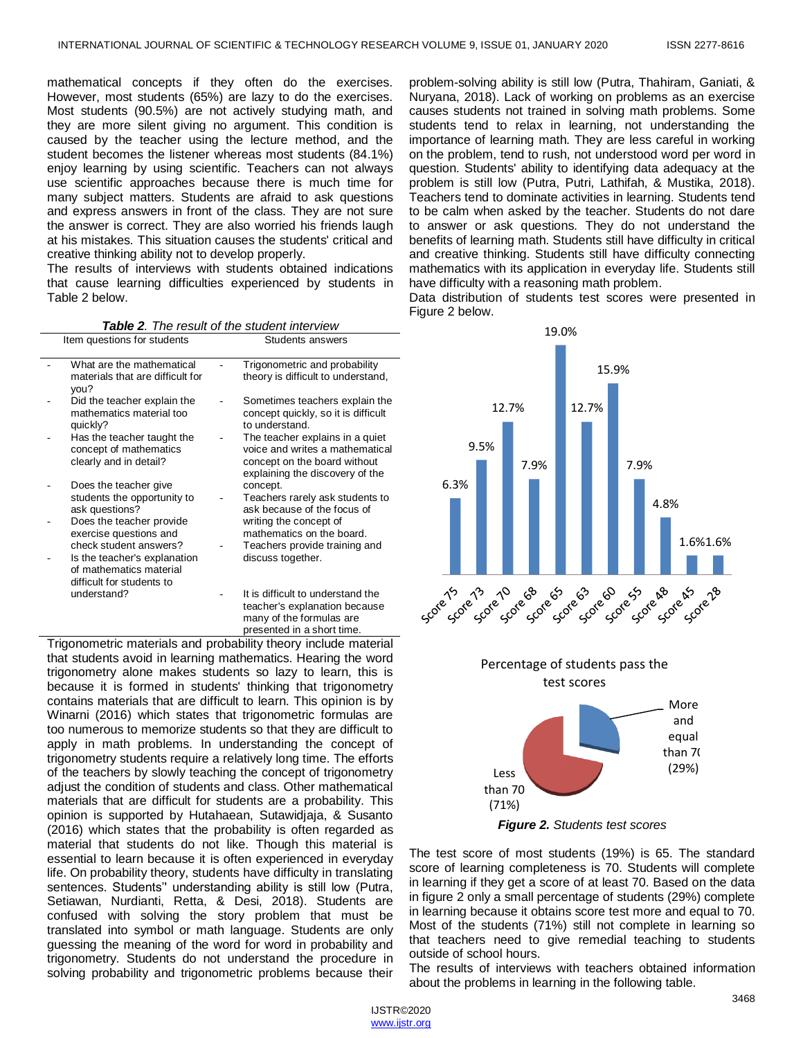mathematical concepts if they often do the exercises. However, most students (65%) are lazy to do the exercises. Most students (90.5%) are not actively studying math, and they are more silent giving no argument. This condition is caused by the teacher using the lecture method, and the student becomes the listener whereas most students (84.1%) enjoy learning by using scientific. Teachers can not always use scientific approaches because there is much time for many subject matters. Students are afraid to ask questions and express answers in front of the class. They are not sure the answer is correct. They are also worried his friends laugh at his mistakes. This situation causes the students' critical and creative thinking ability not to develop properly.

The results of interviews with students obtained indications that cause learning difficulties experienced by students in Table 2 below.

***Table 2**. The result of the student interview*

| Item questions for students | Students answers |
| --- | --- |
| - What are the mathematical materials that are difficult for you? | - Trigonometric and probability theory is difficult to understand, |
| - Did the teacher explain the mathematics material too quickly? | - Sometimes teachers explain the concept quickly, so it is difficult to understand. |
| - Has the teacher taught the concept of mathematics clearly and in detail? | - The teacher explains in a quiet voice and writes a mathematical concept on the board without explaining the discovery of the concept. |
| - Does the teacher give students the opportunity to ask questions? | - Teachers rarely ask students to ask because of the focus of writing the concept of mathematics on the board. |
| - Does the teacher provide exercise questions and check student answers? | - Teachers provide training and discuss together. |
| - Is the teacher's explanation of mathematics material difficult for students to understand? | - It is difficult to understand the teacher's explanation because many of the formulas are presented in a short time. |

Trigonometric materials and probability theory include material that students avoid in learning mathematics. Hearing the word trigonometry alone makes students so lazy to learn, this is because it is formed in students' thinking that trigonometry contains materials that are difficult to learn. This opinion is by Winarni (2016) which states that trigonometric formulas are too numerous to memorize students so that they are difficult to apply in math problems. In understanding the concept of trigonometry students require a relatively long time. The efforts of the teachers by slowly teaching the concept of trigonometry adjust the condition of students and class. Other mathematical materials that are difficult for students are a probability. This opinion is supported by Hutahaean, Sutawidjaja, & Susanto (2016) which states that the probability is often regarded as material that students do not like. Though this material is essential to learn because it is often experienced in everyday life. On probability theory, students have difficulty in translating sentences. Students'' understanding ability is still low (Putra, Setiawan, Nurdianti, Retta, & Desi, 2018). Students are confused with solving the story problem that must be translated into symbol or math language. Students are only guessing the meaning of the word for word in probability and trigonometry. Students do not understand the procedure in solving probability and trigonometric problems because their problem-solving ability is still low (Putra, Thahiram, Ganiati, & Nuryana, 2018). Lack of working on problems as an exercise causes students not trained in solving math problems. Some students tend to relax in learning, not understanding the importance of learning math. They are less careful in working on the problem, tend to rush, not understood word per word in question. Students' ability to identifying data adequacy at the problem is still low (Putra, Putri, Lathifah, & Mustika, 2018). Teachers tend to dominate activities in learning. Students tend to be calm when asked by the teacher. Students do not dare to answer or ask questions. They do not understand the benefits of learning math. Students still have difficulty in critical and creative thinking. Students still have difficulty connecting mathematics with its application in everyday life. Students still have difficulty with a reasoning math problem.

Data distribution of students test scores were presented in Figure 2 below.

| Score | Percentage |
| --- | --- |
| Score 75 | 6.3% |
| Score 73 | 9.5% |
| Score 70 | 12.7% |
| Score 68 | 7.9% |
| Score 65 | 19.0% |
| Score 63 | 12.7% |
| Score 60 | 15.9% |
| Score 55 | 7.9% |
| Score 48 | 4.8% |
| Score 45 | 1.6% |
| Score 28 | 1.6% |

Percentage of students pass the test scores

- More and equal than 70 (29%)
- Less than 70 (71%)

***Figure 2.** Students test scores*

The test score of most students (19%) is 65. The standard score of learning completeness is 70. Students will complete in learning if they get a score of at least 70. Based on the data in figure 2 only a small percentage of students (29%) complete in learning because it obtains score test more and equal to 70. Most of the students (71%) still not complete in learning so that teachers need to give remedial teaching to students outside of school hours.

The results of interviews with teachers obtained information about the problems in learning in the following table.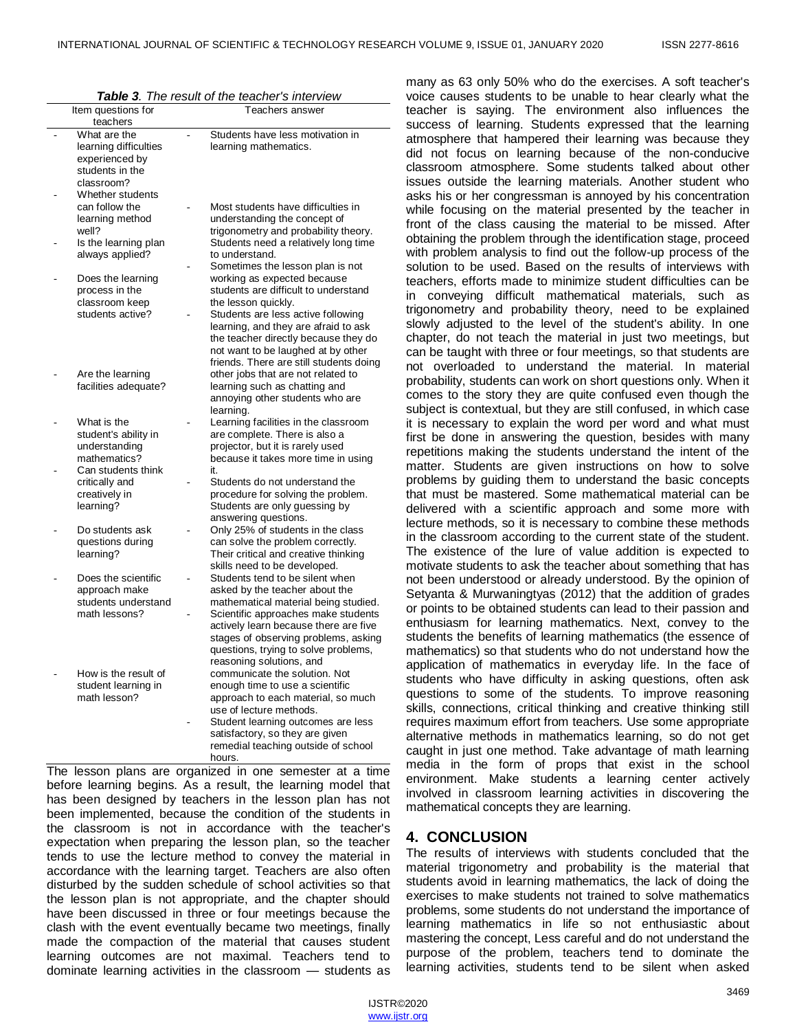*Table 3. The result of the teacher's interview*

| Item questions for teachers | Teachers answer |
|---|---|
| - What are the learning difficulties experienced by students in the classroom? | - Students have less motivation in learning mathematics. |
| - Whether students can follow the learning method well? | - Most students have difficulties in understanding the concept of trigonometry and probability theory. Students need a relatively long time to understand. |
| - Is the learning plan always applied? | - Sometimes the lesson plan is not working as expected because students are difficult to understand the lesson quickly. |
| - Does the learning process in the classroom keep students active? | - Students are less active following learning, and they are afraid to ask the teacher directly because they do not want to be laughed at by other friends. There are still students doing other jobs that are not related to learning such as chatting and annoying other students who are learning. |
| - Are the learning facilities adequate? | - Learning facilities in the classroom are complete. There is also a projector, but it is rarely used because it takes more time in using it. |
| - What is the student's ability in understanding mathematics? | - Students do not understand the procedure for solving the problem. Students are only guessing by answering questions. |
| - Can students think critically and creatively in learning? | - Only 25% of students in the class can solve the problem correctly. Their critical and creative thinking skills need to be developed. |
| - Do students ask questions during learning? | - Students tend to be silent when asked by the teacher about the mathematical material being studied. |
| - Does the scientific approach make students understand math lessons? | - Scientific approaches make students actively learn because there are five stages of observing problems, asking questions, trying to solve problems, reasoning solutions, and communicate the solution. Not enough time to use a scientific approach to each material, so much use of lecture methods. |
| - How is the result of student learning in math lesson? | - Student learning outcomes are less satisfactory, so they are given remedial teaching outside of school hours. |

The lesson plans are organized in one semester at a time before learning begins. As a result, the learning model that has been designed by teachers in the lesson plan has not been implemented, because the condition of the students in the classroom is not in accordance with the teacher's expectation when preparing the lesson plan, so the teacher tends to use the lecture method to convey the material in accordance with the learning target. Teachers are also often disturbed by the sudden schedule of school activities so that the lesson plan is not appropriate, and the chapter should have been discussed in three or four meetings because the clash with the event eventually became two meetings, finally made the compaction of the material that causes student learning outcomes are not maximal. Teachers tend to dominate learning activities in the classroom — students as many as 63 only 50% who do the exercises. A soft teacher's voice causes students to be unable to hear clearly what the teacher is saying. The environment also influences the success of learning. Students expressed that the learning atmosphere that hampered their learning was because they did not focus on learning because of the non-conducive classroom atmosphere. Some students talked about other issues outside the learning materials. Another student who asks his or her congressman is annoyed by his concentration while focusing on the material presented by the teacher in front of the class causing the material to be missed. After obtaining the problem through the identification stage, proceed with problem analysis to find out the follow-up process of the solution to be used. Based on the results of interviews with teachers, efforts made to minimize student difficulties can be in conveying difficult mathematical materials, such as trigonometry and probability theory, need to be explained slowly adjusted to the level of the student's ability. In one chapter, do not teach the material in just two meetings, but can be taught with three or four meetings, so that students are not overloaded to understand the material. In material probability, students can work on short questions only. When it comes to the story they are quite confused even though the subject is contextual, but they are still confused, in which case it is necessary to explain the word per word and what must first be done in answering the question, besides with many repetitions making the students understand the intent of the matter. Students are given instructions on how to solve problems by guiding them to understand the basic concepts that must be mastered. Some mathematical material can be delivered with a scientific approach and some more with lecture methods, so it is necessary to combine these methods in the classroom according to the current state of the student. The existence of the lure of value addition is expected to motivate students to ask the teacher about something that has not been understood or already understood. By the opinion of Setyanta & Murwaningtyas (2012) that the addition of grades or points to be obtained students can lead to their passion and enthusiasm for learning mathematics. Next, convey to the students the benefits of learning mathematics (the essence of mathematics) so that students who do not understand how the application of mathematics in everyday life. In the face of students who have difficulty in asking questions, often ask questions to some of the students. To improve reasoning skills, connections, critical thinking and creative thinking still requires maximum effort from teachers. Use some appropriate alternative methods in mathematics learning, so do not get caught in just one method. Take advantage of math learning media in the form of props that exist in the school environment. Make students a learning center actively involved in classroom learning activities in discovering the mathematical concepts they are learning.

## 4. CONCLUSION

The results of interviews with students concluded that the material trigonometry and probability is the material that students avoid in learning mathematics, the lack of doing the exercises to make students not trained to solve mathematics problems, some students do not understand the importance of learning mathematics in life so not enthusiastic about mastering the concept, Less careful and do not understand the purpose of the problem, teachers tend to dominate the learning activities, students tend to be silent when asked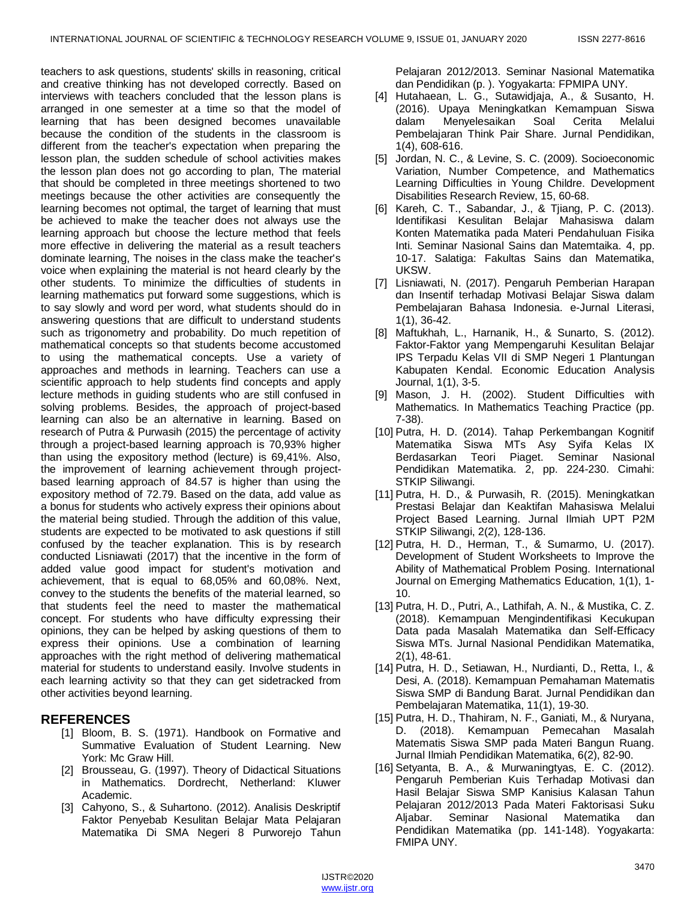teachers to ask questions, students' skills in reasoning, critical and creative thinking has not developed correctly. Based on interviews with teachers concluded that the lesson plans is arranged in one semester at a time so that the model of learning that has been designed becomes unavailable because the condition of the students in the classroom is different from the teacher's expectation when preparing the lesson plan, the sudden schedule of school activities makes the lesson plan does not go according to plan, The material that should be completed in three meetings shortened to two meetings because the other activities are consequently the learning becomes not optimal, the target of learning that must be achieved to make the teacher does not always use the learning approach but choose the lecture method that feels more effective in delivering the material as a result teachers dominate learning, The noises in the class make the teacher's voice when explaining the material is not heard clearly by the other students. To minimize the difficulties of students in learning mathematics put forward some suggestions, which is to say slowly and word per word, what students should do in answering questions that are difficult to understand students such as trigonometry and probability. Do much repetition of mathematical concepts so that students become accustomed to using the mathematical concepts. Use a variety of approaches and methods in learning. Teachers can use a scientific approach to help students find concepts and apply lecture methods in guiding students who are still confused in solving problems. Besides, the approach of project-based learning can also be an alternative in learning. Based on research of Putra & Purwasih (2015) the percentage of activity through a project-based learning approach is 70,93% higher than using the expository method (lecture) is 69,41%. Also, the improvement of learning achievement through project-based learning approach of 84.57 is higher than using the expository method of 72.79. Based on the data, add value as a bonus for students who actively express their opinions about the material being studied. Through the addition of this value, students are expected to be motivated to ask questions if still confused by the teacher explanation. This is by research conducted Lisniawati (2017) that the incentive in the form of added value good impact for student's motivation and achievement, that is equal to 68,05% and 60,08%. Next, convey to the students the benefits of the material learned, so that students feel the need to master the mathematical concept. For students who have difficulty expressing their opinions, they can be helped by asking questions of them to express their opinions. Use a combination of learning approaches with the right method of delivering mathematical material for students to understand easily. Involve students in each learning activity so that they can get sidetracked from other activities beyond learning.

## REFERENCES

[1] Bloom, B. S. (1971). Handbook on Formative and Summative Evaluation of Student Learning. New York: Mc Graw Hill.

[2] Brousseau, G. (1997). Theory of Didactical Situations in Mathematics. Dordrecht, Netherland: Kluwer Academic.

[3] Cahyono, S., & Suhartono. (2012). Analisis Deskriptif Faktor Penyebab Kesulitan Belajar Mata Pelajaran Matematika Di SMA Negeri 8 Purworejo Tahun Pelajaran 2012/2013. Seminar Nasional Matematika dan Pendidikan (p. ). Yogyakarta: FPMIPA UNY.

[4] Hutahaean, L. G., Sutawidjaja, A., & Susanto, H. (2016). Upaya Meningkatkan Kemampuan Siswa dalam Menyelesaikan Soal Cerita Melalui Pembelajaran Think Pair Share. Jurnal Pendidikan, 1(4), 608-616.

[5] Jordan, N. C., & Levine, S. C. (2009). Socioeconomic Variation, Number Competence, and Mathematics Learning Difficulties in Young Childre. Development Disabilities Research Review, 15, 60-68.

[6] Kareh, C. T., Sabandar, J., & Tjiang, P. C. (2013). Identifikasi Kesulitan Belajar Mahasiswa dalam Konten Matematika pada Materi Pendahuluan Fisika Inti. Seminar Nasional Sains dan Matemtaika. 4, pp. 10-17. Salatiga: Fakultas Sains dan Matematika, UKSW.

[7] Lisniawati, N. (2017). Pengaruh Pemberian Harapan dan Insentif terhadap Motivasi Belajar Siswa dalam Pembelajaran Bahasa Indonesia. e-Jurnal Literasi, 1(1), 36-42.

[8] Maftukhah, L., Harnanik, H., & Sunarto, S. (2012). Faktor-Faktor yang Mempengaruhi Kesulitan Belajar IPS Terpadu Kelas VII di SMP Negeri 1 Plantungan Kabupaten Kendal. Economic Education Analysis Journal, 1(1), 3-5.

[9] Mason, J. H. (2002). Student Difficulties with Mathematics. In Mathematics Teaching Practice (pp. 7-38).

[10] Putra, H. D. (2014). Tahap Perkembangan Kognitif Matematika Siswa MTs Asy Syifa Kelas IX Berdasarkan Teori Piaget. Seminar Nasional Pendidikan Matematika. 2, pp. 224-230. Cimahi: STKIP Siliwangi.

[11] Putra, H. D., & Purwasih, R. (2015). Meningkatkan Prestasi Belajar dan Keaktifan Mahasiswa Melalui Project Based Learning. Jurnal Ilmiah UPT P2M STKIP Siliwangi, 2(2), 128-136.

[12] Putra, H. D., Herman, T., & Sumarmo, U. (2017). Development of Student Worksheets to Improve the Ability of Mathematical Problem Posing. International Journal on Emerging Mathematics Education, 1(1), 1-10.

[13] Putra, H. D., Putri, A., Lathifah, A. N., & Mustika, C. Z. (2018). Kemampuan Mengindentifikasi Kecukupan Data pada Masalah Matematika dan Self-Efficacy Siswa MTs. Jurnal Nasional Pendidikan Matematika, 2(1), 48-61.

[14] Putra, H. D., Setiawan, H., Nurdianti, D., Retta, I., & Desi, A. (2018). Kemampuan Pemahaman Matematis Siswa SMP di Bandung Barat. Jurnal Pendidikan dan Pembelajaran Matematika, 11(1), 19-30.

[15] Putra, H. D., Thahiram, N. F., Ganiati, M., & Nuryana, D. (2018). Kemampuan Pemecahan Masalah Matematis Siswa SMP pada Materi Bangun Ruang. Jurnal Ilmiah Pendidikan Matematika, 6(2), 82-90.

[16] Setyanta, B. A., & Murwaningtyas, E. C. (2012). Pengaruh Pemberian Kuis Terhadap Motivasi dan Hasil Belajar Siswa SMP Kanisius Kalasan Tahun Pelajaran 2012/2013 Pada Materi Faktorisasi Suku Aljabar. Seminar Nasional Matematika dan Pendidikan Matematika (pp. 141-148). Yogyakarta: FMIPA UNY.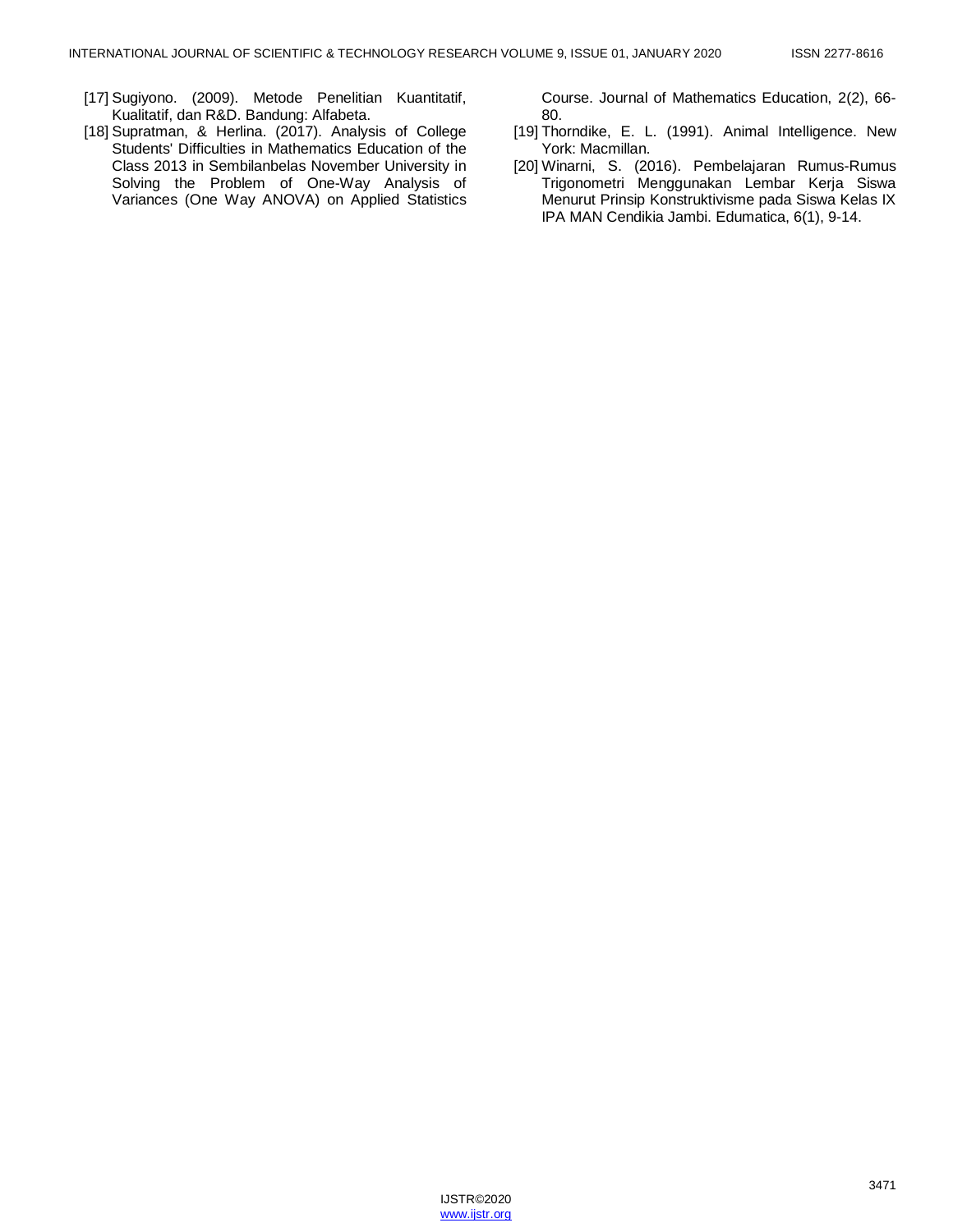[17] Sugiyono. (2009). Metode Penelitian Kuantitatif, Kualitatif, dan R&D. Bandung: Alfabeta.

[18] Supratman, & Herlina. (2017). Analysis of College Students' Difficulties in Mathematics Education of the Class 2013 in Sembilanbelas November University in Solving the Problem of One-Way Analysis of Variances (One Way ANOVA) on Applied Statistics Course. Journal of Mathematics Education, 2(2), 66-80.

[19] Thorndike, E. L. (1991). Animal Intelligence. New York: Macmillan.

[20] Winarni, S. (2016). Pembelajaran Rumus-Rumus Trigonometri Menggunakan Lembar Kerja Siswa Menurut Prinsip Konstruktivisme pada Siswa Kelas IX IPA MAN Cendikia Jambi. Edumatica, 6(1), 9-14.